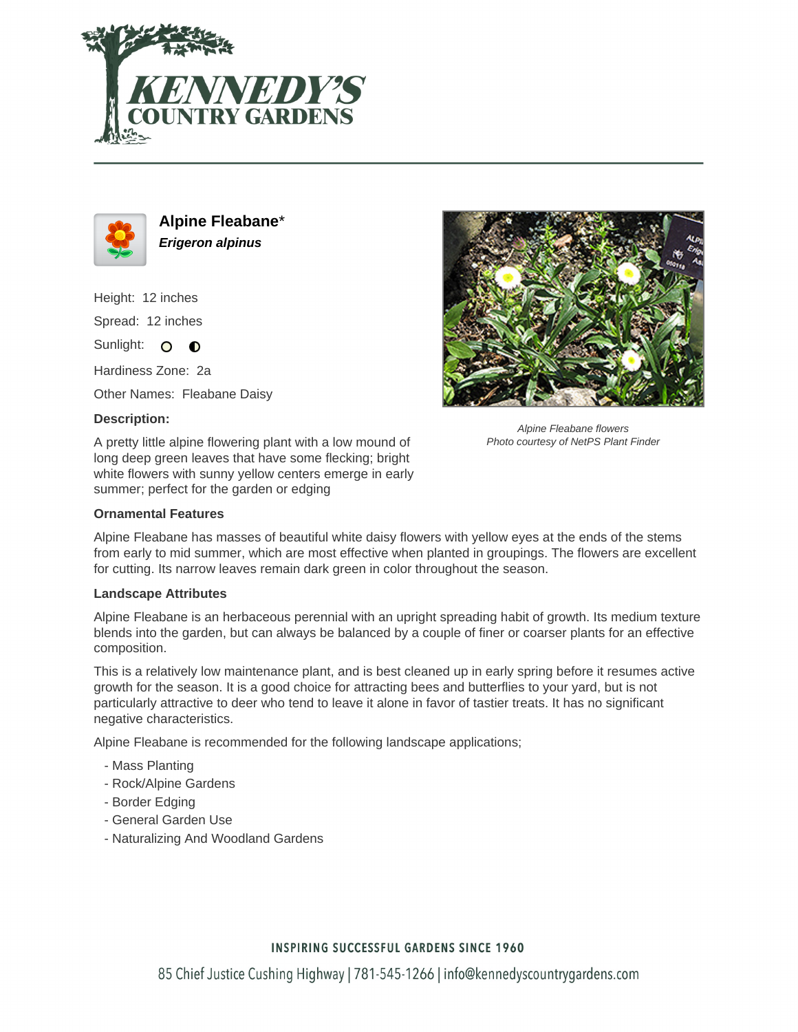# Alpine Fleabane*

***Erigeron alpinus***

Height: 12 inches

Spread: 12 inches

Sunlight:

Hardiness Zone: 2a

Other Names: Fleabane Daisy

**Description:**

A pretty little alpine flowering plant with a low mound of long deep green leaves that have some flecking; bright white flowers with sunny yellow centers emerge in early summer; perfect for the garden or edging

*Alpine Fleabane flowers*
*Photo courtesy of NetPS Plant Finder*

**Ornamental Features**

Alpine Fleabane has masses of beautiful white daisy flowers with yellow eyes at the ends of the stems from early to mid summer, which are most effective when planted in groupings. The flowers are excellent for cutting. Its narrow leaves remain dark green in color throughout the season.

**Landscape Attributes**

Alpine Fleabane is an herbaceous perennial with an upright spreading habit of growth. Its medium texture blends into the garden, but can always be balanced by a couple of finer or coarser plants for an effective composition.

This is a relatively low maintenance plant, and is best cleaned up in early spring before it resumes active growth for the season. It is a good choice for attracting bees and butterflies to your yard, but is not particularly attractive to deer who tend to leave it alone in favor of tastier treats. It has no significant negative characteristics.

Alpine Fleabane is recommended for the following landscape applications;

- Mass Planting
- Rock/Alpine Gardens
- Border Edging
- General Garden Use
- Naturalizing And Woodland Gardens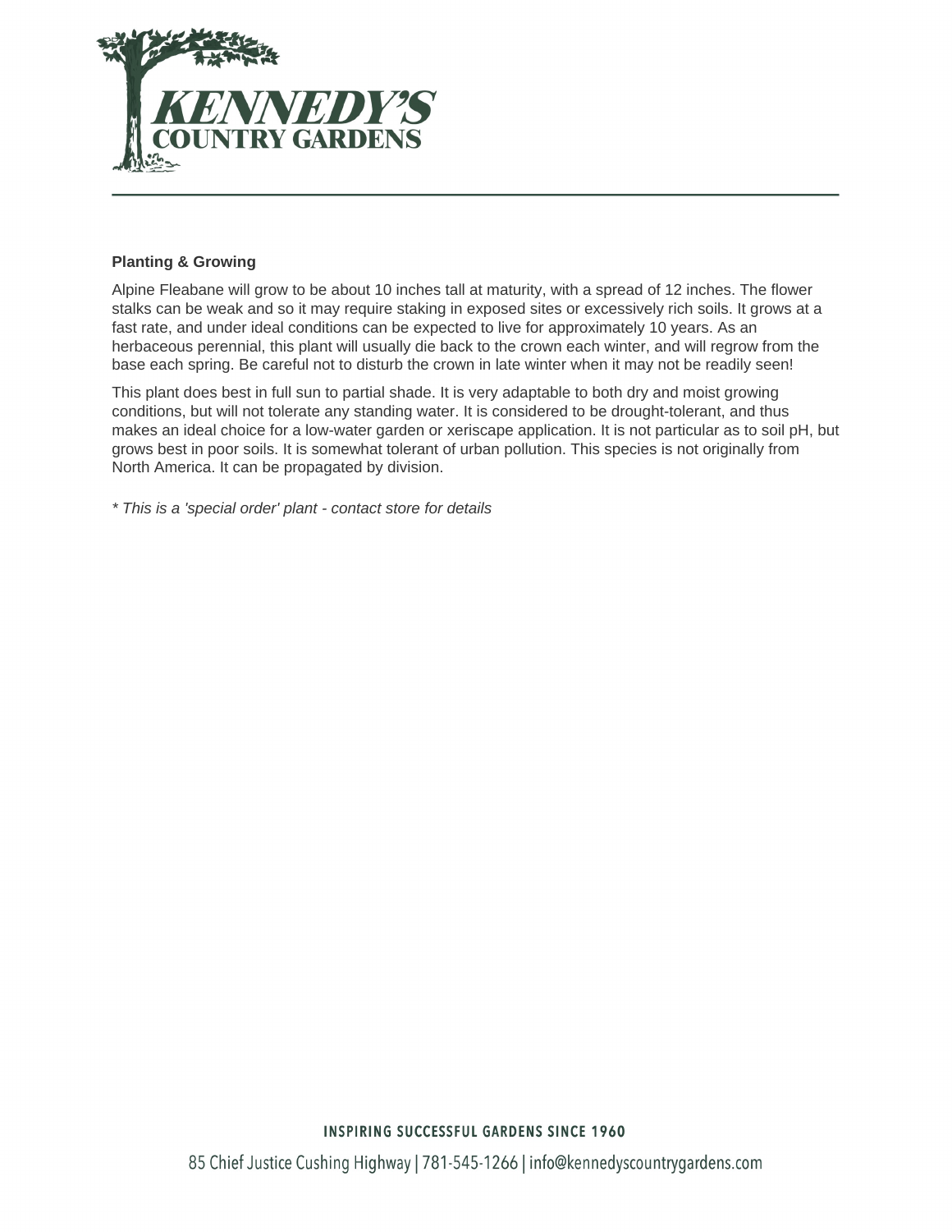**Planting & Growing**

Alpine Fleabane will grow to be about 10 inches tall at maturity, with a spread of 12 inches. The flower stalks can be weak and so it may require staking in exposed sites or excessively rich soils. It grows at a fast rate, and under ideal conditions can be expected to live for approximately 10 years. As an herbaceous perennial, this plant will usually die back to the crown each winter, and will regrow from the base each spring. Be careful not to disturb the crown in late winter when it may not be readily seen!

This plant does best in full sun to partial shade. It is very adaptable to both dry and moist growing conditions, but will not tolerate any standing water. It is considered to be drought-tolerant, and thus makes an ideal choice for a low-water garden or xeriscape application. It is not particular as to soil pH, but grows best in poor soils. It is somewhat tolerant of urban pollution. This species is not originally from North America. It can be propagated by division.

*\* This is a 'special order' plant - contact store for details*